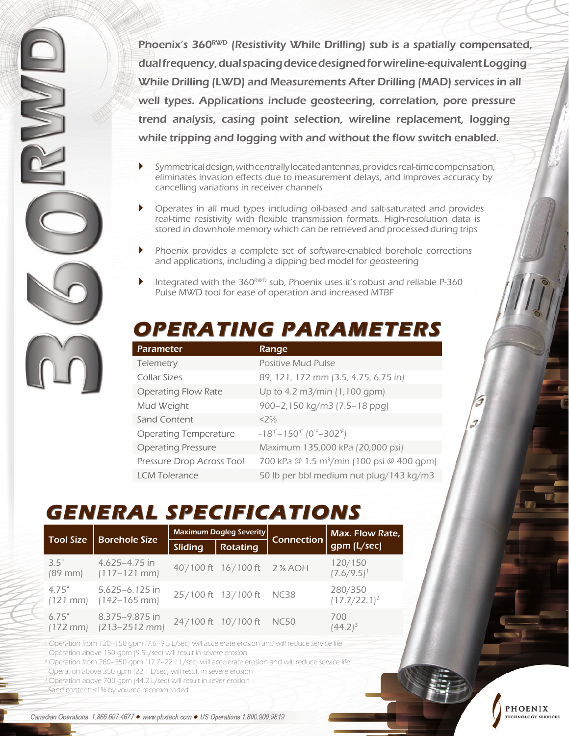# 360RWD

*Phoenix's 360RWD (Resistivity While Drilling) sub is a spatially compensated, dual frequency, dual spacing device designed for wireline-equivalent Logging While Drilling (LWD) and Measurements After Drilling (MAD) services in all well types. Applications include geosteering, correlation, pore pressure trend analysis, casing point selection, wireline replacement, logging while tripping and logging with and without the flow switch enabled.*

- Symmetrical design, with centrally located antennas, provides real-time compensation, eliminates invasion effects due to measurement delays, and improves accuracy by cancelling variations in receiver channels
- Operates in all mud types including oil-based and salt-saturated and provides real-time resistivity with flexible transmission formats. High-resolution data is stored in downhole memory which can be retrieved and processed during trips
- Phoenix provides a complete set of software-enabled borehole corrections and applications, including a dipping bed model for geosteering
- Integrated with the 360RWD sub, Phoenix uses it's robust and reliable P-360 Pulse MWD tool for ease of operation and increased MTBF

## OPERATING PARAMETERS

| Parameter | Range |
|---|---|
| Telemetry | Positive Mud Pulse |
| Collar Sizes | 89, 121, 172 mm (3.5, 4.75, 6.75 in) |
| Operating Flow Rate | Up to 4.2 m3/min (1,100 gpm) |
| Mud Weight | 900–2,150 kg/m3 (7.5–18 ppg) |
| Sand Content | <2% |
| Operating Temperature | -18°C–150°C (0°F–302°F) |
| Operating Pressure | Maximum 135,000 kPa (20,000 psi) |
| Pressure Drop Across Tool | 700 kPa @ 1.5 m³/min (100 psi @ 400 gpm) |
| LCM Tolerance | 50 lb per bbl medium nut plug/143 kg/m3 |

## GENERAL SPECIFICATIONS

| Tool Size | Borehole Size | Maximum Dogleg Severity | | Connection | Max. Flow Rate, gpm (L/sec) |
|---|---|---|---|---|---|
| | | Sliding | Rotating | | |
| 3.5" (89 mm) | 4.625–4.75 in (117–121 mm) | 40°/100 ft | 16°/100 ft | 2 ⅞ AOH | 120/150 (7.6/9.5)[1] |
| 4.75" (121 mm) | 5.625–6.125 in (142–165 mm) | 25°/100 ft | 13°/100 ft | NC38 | 280/350 (17.7/22.1)[2] |
| 6.75" (172 mm) | 8.375–9.875 in (213–2512 mm) | 24°/100 ft | 10°/100 ft | NC50 | 700 (44.2)[3] |

[1] Operation from 120–150 gpm (7.6–9.5 L/sec) will accelerate erosion and will reduce service life
Operation above 150 gpm (9.5L/sec) will result in severe erosion
[2] Operation from 280–350 gpm (17.7–22.1 L/sec) will accelerate erosion and will reduce service life
Operation above 350 gpm (22.1 L/sec) will result in severe erosion
[3] Operation above 700 gpm (44.2 L/sec) will result in sever erosion
Sand content: <1% by volume recommended

*Canadian Operations 1.866.607.4677 • www.phxtech.com • US Operations 1.800.909.9819*

PHOENIX TECHNOLOGY SERVICES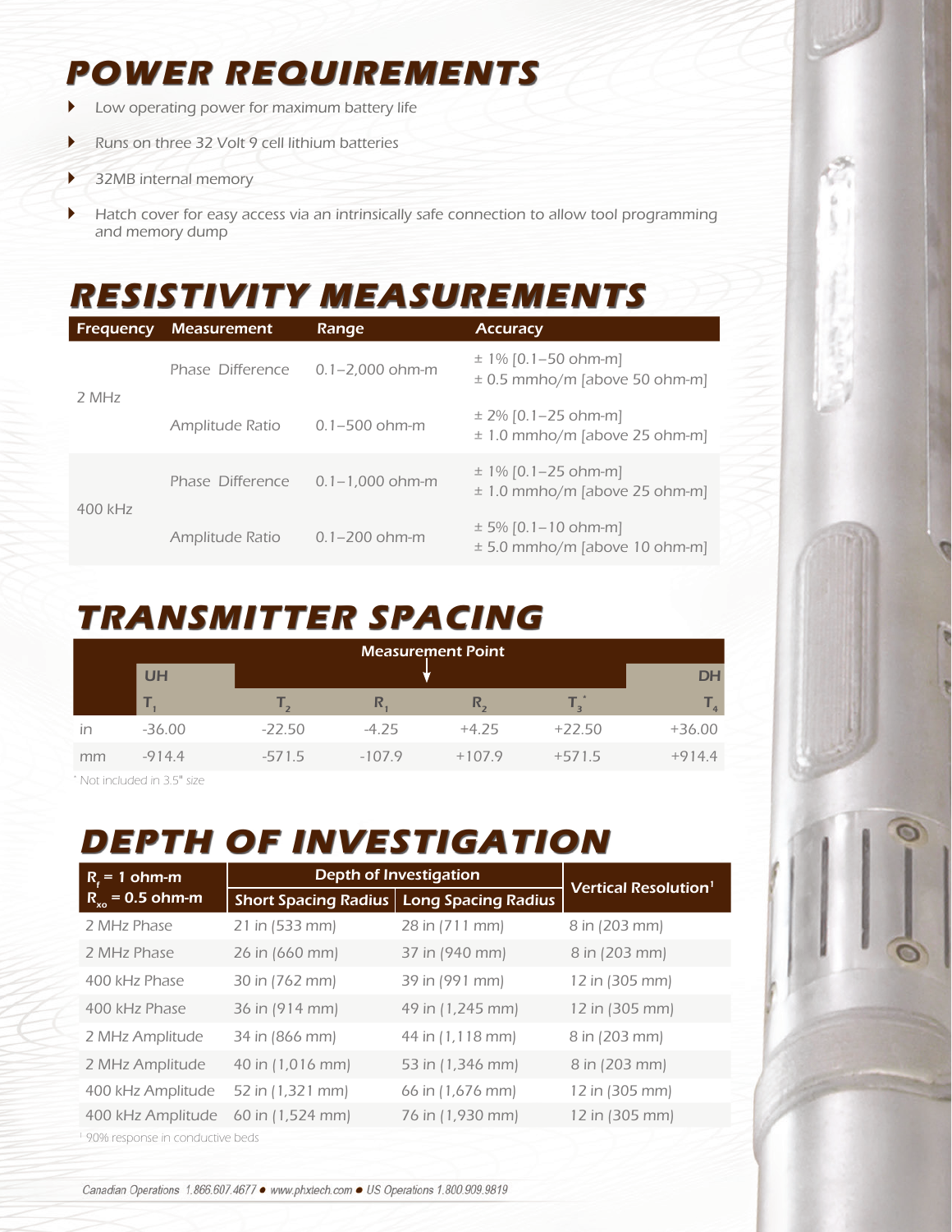# POWER REQUIREMENTS

- Low operating power for maximum battery life
- Runs on three 32 Volt 9 cell lithium batteries
- 32MB internal memory
- Hatch cover for easy access via an intrinsically safe connection to allow tool programming and memory dump

# RESISTIVITY MEASUREMENTS

| Frequency | Measurement | Range | Accuracy |
|---|---|---|---|
| 2 MHz | Phase Difference | 0.1–2,000 ohm-m | ± 1% [0.1–50 ohm-m]<br>± 0.5 mmho/m [above 50 ohm-m] |
| | Amplitude Ratio | 0.1–500 ohm-m | ± 2% [0.1–25 ohm-m]<br>± 1.0 mmho/m [above 25 ohm-m] |
| 400 kHz | Phase Difference | 0.1–1,000 ohm-m | ± 1% [0.1–25 ohm-m]<br>± 1.0 mmho/m [above 25 ohm-m] |
| | Amplitude Ratio | 0.1–200 ohm-m | ± 5% [0.1–10 ohm-m]<br>± 5.0 mmho/m [above 10 ohm-m] |

# TRANSMITTER SPACING

| | Measurement Point | | | | | |
|---|---|---|---|---|---|---|
| | UH | | | | | DH |
| | $T_1$ | $T_2$ | $R_1$ | $R_2$ | $T_3$* | $T_4$ |
| in | -36.00 | -22.50 | -4.25 | +4.25 | +22.50 | +36.00 |
| mm | -914.4 | -571.5 | -107.9 | +107.9 | +571.5 | +914.4 |

\* Not included in 3.5" size

# DEPTH OF INVESTIGATION

| $R_t$ = 1 ohm-m<br>$R_{xo}$ = 0.5 ohm-m | Depth of Investigation | | Vertical Resolution[1] |
|---|---|---|---|
| | Short Spacing Radius | Long Spacing Radius | |
| 2 MHz Phase | 21 in (533 mm) | 28 in (711 mm) | 8 in (203 mm) |
| 2 MHz Phase | 26 in (660 mm) | 37 in (940 mm) | 8 in (203 mm) |
| 400 kHz Phase | 30 in (762 mm) | 39 in (991 mm) | 12 in (305 mm) |
| 400 kHz Phase | 36 in (914 mm) | 49 in (1,245 mm) | 12 in (305 mm) |
| 2 MHz Amplitude | 34 in (866 mm) | 44 in (1,118 mm) | 8 in (203 mm) |
| 2 MHz Amplitude | 40 in (1,016 mm) | 53 in (1,346 mm) | 8 in (203 mm) |
| 400 kHz Amplitude | 52 in (1,321 mm) | 66 in (1,676 mm) | 12 in (305 mm) |
| 400 kHz Amplitude | 60 in (1,524 mm) | 76 in (1,930 mm) | 12 in (305 mm) |

[1] 90% response in conductive beds

Canadian Operations 1.866.607.4677 ● www.phxtech.com ● US Operations 1.800.909.9819